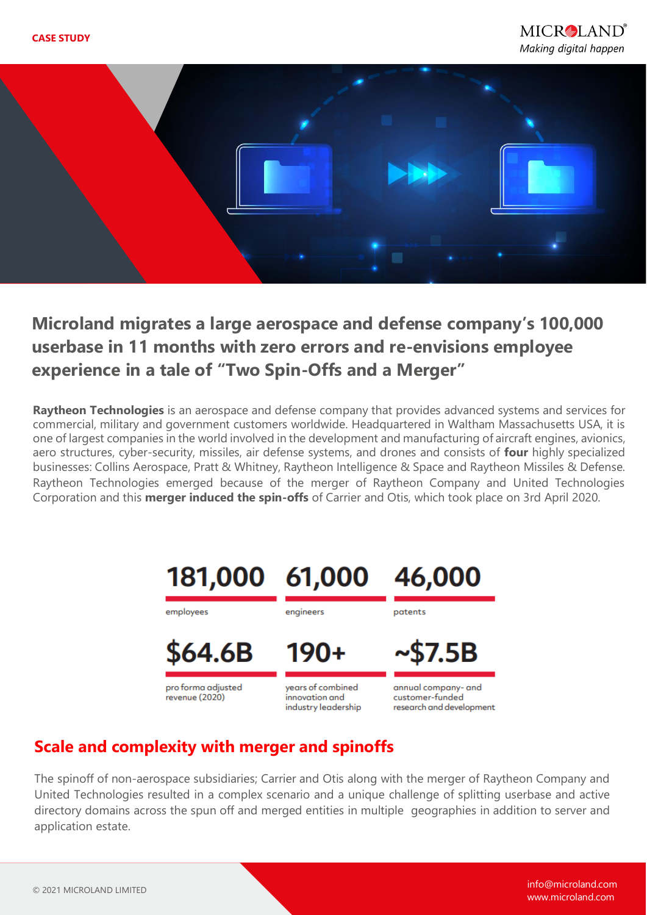CASE STUDY

# Microland migrates a large aerospace and defense company's 100,000 userbase in 11 months with zero errors and re-envisions employee experience in a tale of "Two Spin-Offs and a Merger"

**Raytheon Technologies** is an aerospace and defense company that provides advanced systems and services for commercial, military and government customers worldwide. Headquartered in Waltham Massachusetts USA, it is one of largest companies in the world involved in the development and manufacturing of aircraft engines, avionics, aero structures, cyber-security, missiles, air defense systems, and drones and consists of **four** highly specialized businesses: Collins Aerospace, Pratt & Whitney, Raytheon Intelligence & Space and Raytheon Missiles & Defense. Raytheon Technologies emerged because of the merger of Raytheon Company and United Technologies Corporation and this **merger induced the spin-offs** of Carrier and Otis, which took place on 3rd April 2020.

| 181,000 | 61,000 | 46,000 |
|---|---|---|
| employees | engineers | patents |
| **$64.6B** | **190+** | **~$7.5B** |
| pro forma adjusted revenue (2020) | years of combined innovation and industry leadership | annual company- and customer-funded research and development |

## Scale and complexity with merger and spinoffs

The spinoff of non-aerospace subsidiaries; Carrier and Otis along with the merger of Raytheon Company and United Technologies resulted in a complex scenario and a unique challenge of splitting userbase and active directory domains across the spun off and merged entities in multiple geographies in addition to server and application estate.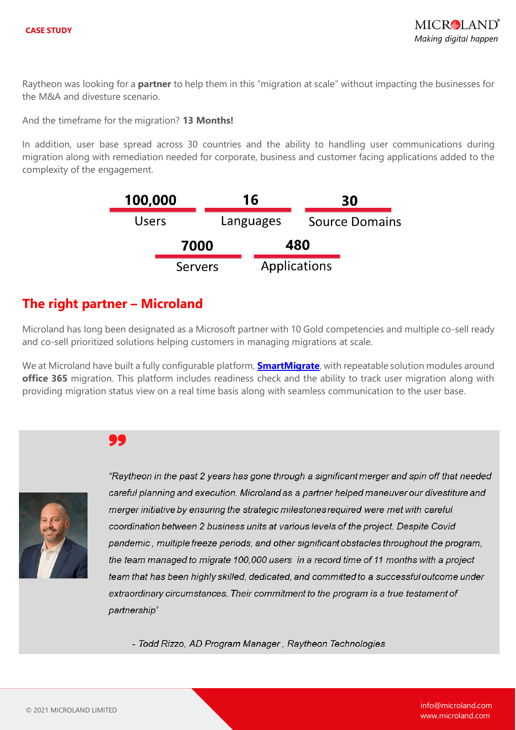Raytheon was looking for a **partner** to help them in this “migration at scale” without impacting the businesses for the M&A and divesture scenario.

And the timeframe for the migration? **13 Months!**

In addition, user base spread across 30 countries and the ability to handling user communications during migration along with remediation needed for corporate, business and customer facing applications added to the complexity of the engagement.

| **100,000** | **16** | **30** |
| --- | --- | --- |
| Users | Languages | Source Domains |

| **7000** | **480** |
| --- | --- |
| Servers | Applications |

## The right partner – Microland

Microland has long been designated as a Microsoft partner with 10 Gold competencies and multiple co-sell ready and co-sell prioritized solutions helping customers in managing migrations at scale.

We at Microland have built a fully configurable platform, **SmartMigrate**, with repeatable solution modules around **office 365** migration. This platform includes readiness check and the ability to track user migration along with providing migration status view on a real time basis along with seamless communication to the user base.

> *“Raytheon in the past 2 years has gone through a significant merger and spin off that needed careful planning and execution. Microland as a partner helped maneuver our divestiture and merger initiative by ensuring the strategic milestones required were met with careful coordination between 2 business units at various levels of the project. Despite Covid pandemic , multiple freeze periods, and other significant obstacles throughout the program, the team managed to migrate 100,000 users in a record time of 11 months with a project team that has been highly skilled, dedicated, and committed to a successful outcome under extraordinary circumstances. Their commitment to the program is a true testament of partnership”*
>
> *- Todd Rizzo, AD Program Manager , Raytheon Technologies*

© 2021 MICROLAND LIMITED

info@microland.com
www.microland.com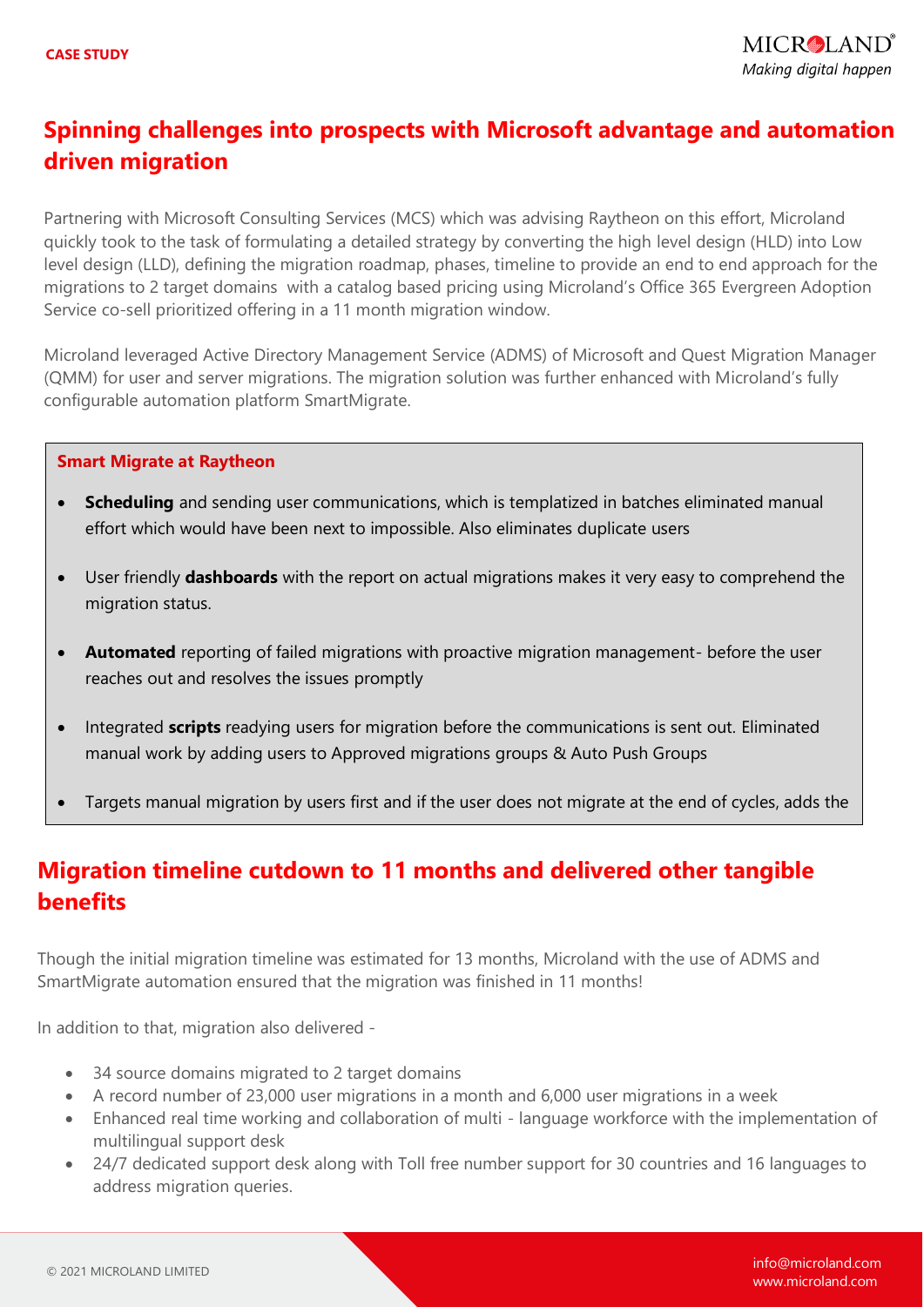## Spinning challenges into prospects with Microsoft advantage and automation driven migration

Partnering with Microsoft Consulting Services (MCS) which was advising Raytheon on this effort, Microland quickly took to the task of formulating a detailed strategy by converting the high level design (HLD) into Low level design (LLD), defining the migration roadmap, phases, timeline to provide an end to end approach for the migrations to 2 target domains with a catalog based pricing using Microland's Office 365 Evergreen Adoption Service co-sell prioritized offering in a 11 month migration window.

Microland leveraged Active Directory Management Service (ADMS) of Microsoft and Quest Migration Manager (QMM) for user and server migrations. The migration solution was further enhanced with Microland's fully configurable automation platform SmartMigrate.

**Smart Migrate at Raytheon**

- **Scheduling** and sending user communications, which is templatized in batches eliminated manual effort which would have been next to impossible. Also eliminates duplicate users
- User friendly **dashboards** with the report on actual migrations makes it very easy to comprehend the migration status.
- **Automated** reporting of failed migrations with proactive migration management- before the user reaches out and resolves the issues promptly
- Integrated **scripts** readying users for migration before the communications is sent out. Eliminated manual work by adding users to Approved migrations groups & Auto Push Groups
- Targets manual migration by users first and if the user does not migrate at the end of cycles, adds the

## Migration timeline cutdown to 11 months and delivered other tangible benefits

Though the initial migration timeline was estimated for 13 months, Microland with the use of ADMS and SmartMigrate automation ensured that the migration was finished in 11 months!

In addition to that, migration also delivered -

- 34 source domains migrated to 2 target domains
- A record number of 23,000 user migrations in a month and 6,000 user migrations in a week
- Enhanced real time working and collaboration of multi - language workforce with the implementation of multilingual support desk
- 24/7 dedicated support desk along with Toll free number support for 30 countries and 16 languages to address migration queries.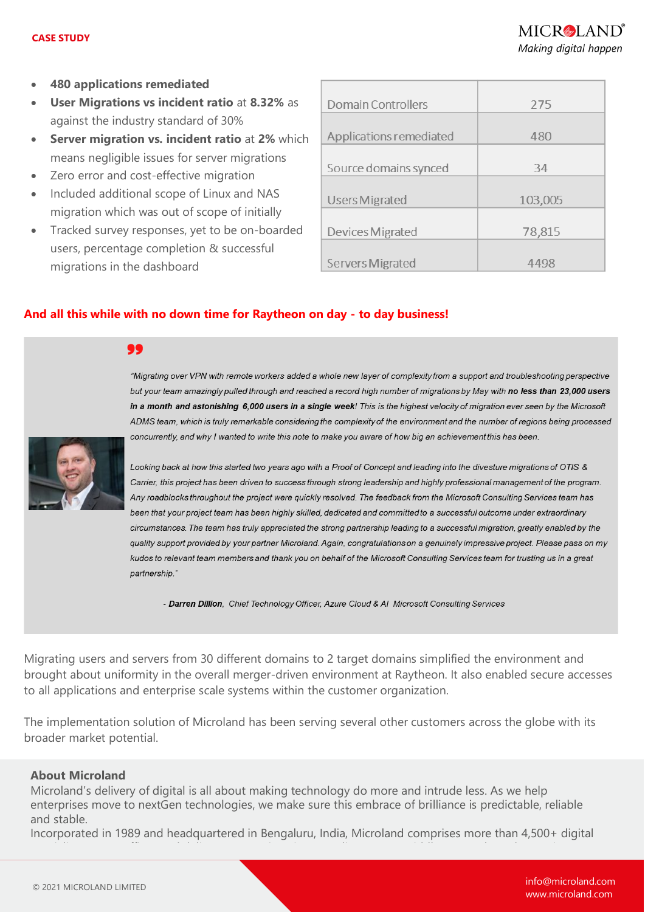- **480 applications remediated**
- **User Migrations vs incident ratio** at **8.32%** as against the industry standard of 30%
- **Server migration vs. incident ratio** at **2%** which means negligible issues for server migrations
- Zero error and cost-effective migration
- Included additional scope of Linux and NAS migration which was out of scope of initially
- Tracked survey responses, yet to be on-boarded users, percentage completion & successful migrations in the dashboard

| | |
|---|---|
| Domain Controllers | 275 |
| Applications remediated | 480 |
| Source domains synced | 34 |
| Users Migrated | 103,005 |
| Devices Migrated | 78,815 |
| Servers Migrated | 4498 |

**And all this while with no down time for Raytheon on day - to day business!**

*"Migrating over VPN with remote workers added a whole new layer of complexity from a support and troubleshooting perspective but your team amazingly pulled through and reached a record high number of migrations by May with **no less than 23,000 users in a month and astonishing 6,000 users in a single week**! This is the highest velocity of migration ever seen by the Microsoft ADMS team, which is truly remarkable considering the complexity of the environment and the number of regions being processed concurrently, and why I wanted to write this note to make you aware of how big an achievement this has been.*

*Looking back at how this started two years ago with a Proof of Concept and leading into the divesture migrations of OTIS & Carrier, this project has been driven to success through strong leadership and highly professional management of the program. Any roadblocks throughout the project were quickly resolved. The feedback from the Microsoft Consulting Services team has been that your project team has been highly skilled, dedicated and committed to a successful outcome under extraordinary circumstances. The team has truly appreciated the strong partnership leading to a successful migration, greatly enabled by the quality support provided by your partner Microland. Again, congratulations on a genuinely impressive project. Please pass on my kudos to relevant team members and thank you on behalf of the Microsoft Consulting Services team for trusting us in a great partnership."*

*- **Darren Dillion**, Chief Technology Officer, Azure Cloud & AI Microsoft Consulting Services*

Migrating users and servers from 30 different domains to 2 target domains simplified the environment and brought about uniformity in the overall merger-driven environment at Raytheon. It also enabled secure accesses to all applications and enterprise scale systems within the customer organization.

The implementation solution of Microland has been serving several other customers across the globe with its broader market potential.

**About Microland**

Microland's delivery of digital is all about making technology do more and intrude less. As we help enterprises move to nextGen technologies, we make sure this embrace of brilliance is predictable, reliable and stable.

Incorporated in 1989 and headquartered in Bengaluru, India, Microland comprises more than 4,500+ digital

© 2021 MICROLAND LIMITED

info@microland.com
www.microland.com